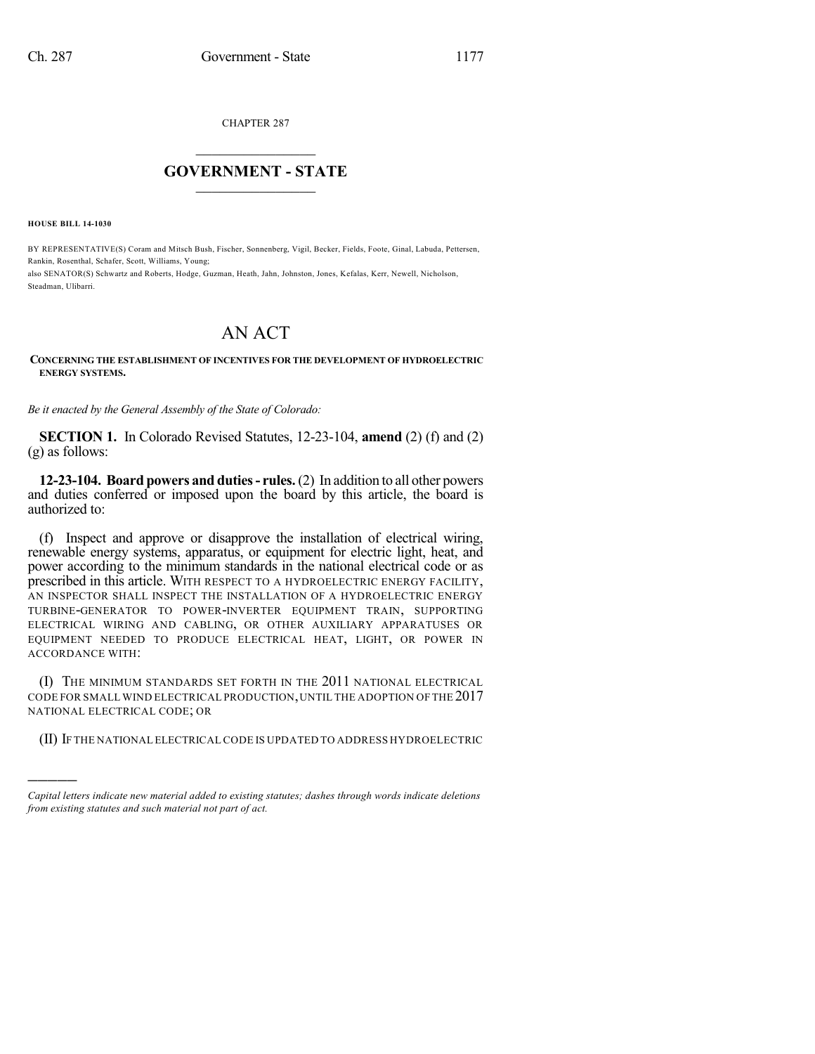CHAPTER 287

# GOVERNMENT - STATE

**HOUSE BILL 14-1030**

BY REPRESENTATIVE(S) Coram and Mitsch Bush, Fischer, Sonnenberg, Vigil, Becker, Fields, Foote, Ginal, Labuda, Pettersen, Rankin, Rosenthal, Schafer, Scott, Williams, Young;
also SENATOR(S) Schwartz and Roberts, Hodge, Guzman, Heath, Jahn, Johnston, Jones, Kefalas, Kerr, Newell, Nicholson, Steadman, Ulibarri.

# AN ACT

**CONCERNING THE ESTABLISHMENT OF INCENTIVES FOR THE DEVELOPMENT OF HYDROELECTRIC ENERGY SYSTEMS.**

*Be it enacted by the General Assembly of the State of Colorado:*

**SECTION 1.** In Colorado Revised Statutes, 12-23-104, **amend** (2) (f) and (2) (g) as follows:

**12-23-104. Board powers and duties - rules.** (2) In addition to all other powers and duties conferred or imposed upon the board by this article, the board is authorized to:

(f) Inspect and approve or disapprove the installation of electrical wiring, renewable energy systems, apparatus, or equipment for electric light, heat, and power according to the minimum standards in the national electrical code or as prescribed in this article. WITH RESPECT TO A HYDROELECTRIC ENERGY FACILITY, AN INSPECTOR SHALL INSPECT THE INSTALLATION OF A HYDROELECTRIC ENERGY TURBINE-GENERATOR TO POWER-INVERTER EQUIPMENT TRAIN, SUPPORTING ELECTRICAL WIRING AND CABLING, OR OTHER AUXILIARY APPARATUSES OR EQUIPMENT NEEDED TO PRODUCE ELECTRICAL HEAT, LIGHT, OR POWER IN ACCORDANCE WITH:

(I) THE MINIMUM STANDARDS SET FORTH IN THE 2011 NATIONAL ELECTRICAL CODE FOR SMALL WIND ELECTRICAL PRODUCTION, UNTIL THE ADOPTION OF THE 2017 NATIONAL ELECTRICAL CODE; OR

(II) IF THE NATIONAL ELECTRICAL CODE IS UPDATED TO ADDRESS HYDROELECTRIC

---

*Capital letters indicate new material added to existing statutes; dashes through words indicate deletions from existing statutes and such material not part of act.*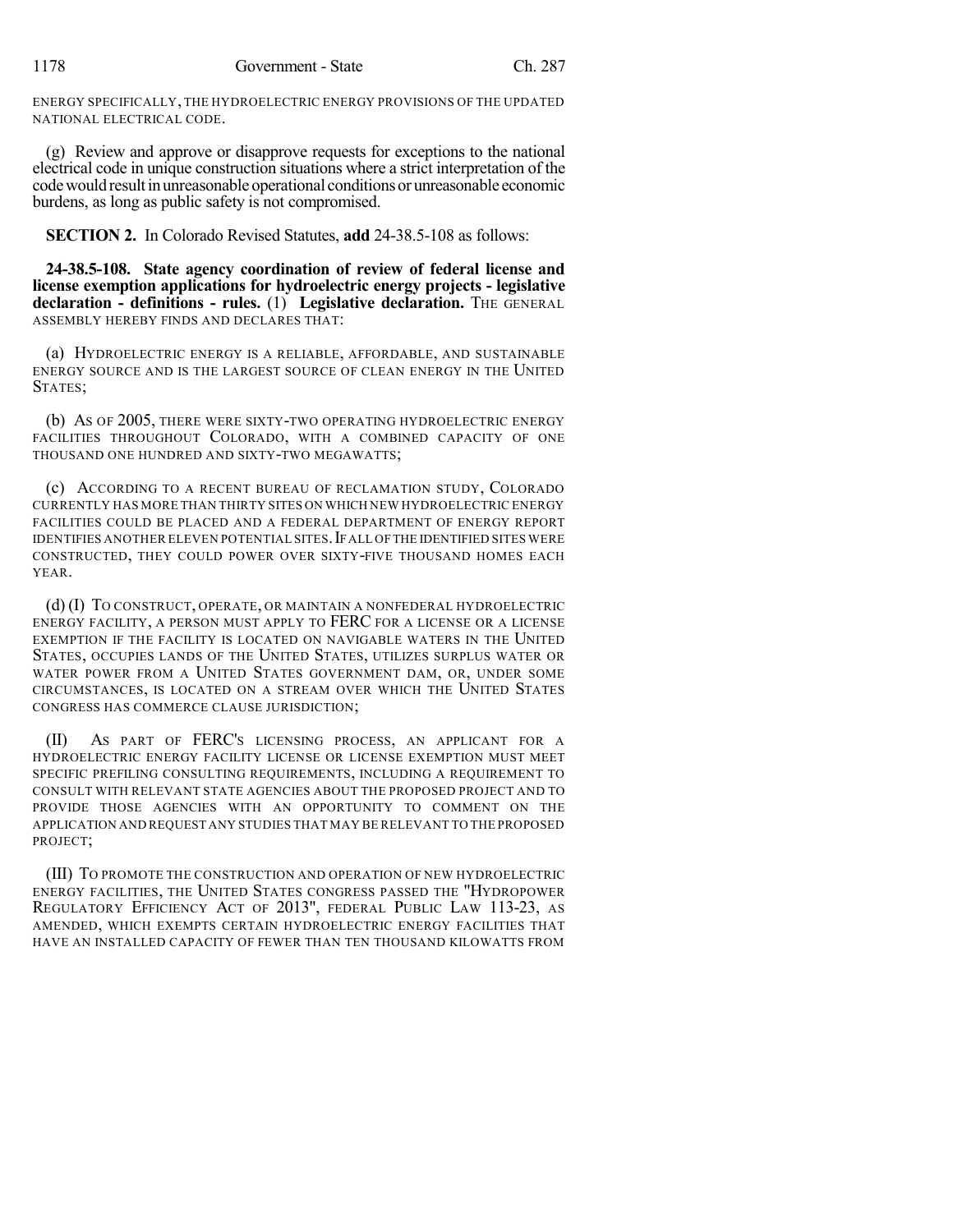ENERGY SPECIFICALLY, THE HYDROELECTRIC ENERGY PROVISIONS OF THE UPDATED NATIONAL ELECTRICAL CODE.

(g) Review and approve or disapprove requests for exceptions to the national electrical code in unique construction situations where a strict interpretation of the code would result in unreasonable operational conditions or unreasonable economic burdens, as long as public safety is not compromised.

**SECTION 2.** In Colorado Revised Statutes, **add** 24-38.5-108 as follows:

**24-38.5-108. State agency coordination of review of federal license and license exemption applications for hydroelectric energy projects - legislative declaration - definitions - rules.** (1) **Legislative declaration.** THE GENERAL ASSEMBLY HEREBY FINDS AND DECLARES THAT:

(a) HYDROELECTRIC ENERGY IS A RELIABLE, AFFORDABLE, AND SUSTAINABLE ENERGY SOURCE AND IS THE LARGEST SOURCE OF CLEAN ENERGY IN THE UNITED STATES;

(b) AS OF 2005, THERE WERE SIXTY-TWO OPERATING HYDROELECTRIC ENERGY FACILITIES THROUGHOUT COLORADO, WITH A COMBINED CAPACITY OF ONE THOUSAND ONE HUNDRED AND SIXTY-TWO MEGAWATTS;

(c) ACCORDING TO A RECENT BUREAU OF RECLAMATION STUDY, COLORADO CURRENTLY HAS MORE THAN THIRTY SITES ON WHICH NEW HYDROELECTRIC ENERGY FACILITIES COULD BE PLACED AND A FEDERAL DEPARTMENT OF ENERGY REPORT IDENTIFIES ANOTHER ELEVEN POTENTIAL SITES. IF ALL OF THE IDENTIFIED SITES WERE CONSTRUCTED, THEY COULD POWER OVER SIXTY-FIVE THOUSAND HOMES EACH YEAR.

(d) (I) TO CONSTRUCT, OPERATE, OR MAINTAIN A NONFEDERAL HYDROELECTRIC ENERGY FACILITY, A PERSON MUST APPLY TO FERC FOR A LICENSE OR A LICENSE EXEMPTION IF THE FACILITY IS LOCATED ON NAVIGABLE WATERS IN THE UNITED STATES, OCCUPIES LANDS OF THE UNITED STATES, UTILIZES SURPLUS WATER OR WATER POWER FROM A UNITED STATES GOVERNMENT DAM, OR, UNDER SOME CIRCUMSTANCES, IS LOCATED ON A STREAM OVER WHICH THE UNITED STATES CONGRESS HAS COMMERCE CLAUSE JURISDICTION;

(II) AS PART OF FERC'S LICENSING PROCESS, AN APPLICANT FOR A HYDROELECTRIC ENERGY FACILITY LICENSE OR LICENSE EXEMPTION MUST MEET SPECIFIC PREFILING CONSULTING REQUIREMENTS, INCLUDING A REQUIREMENT TO CONSULT WITH RELEVANT STATE AGENCIES ABOUT THE PROPOSED PROJECT AND TO PROVIDE THOSE AGENCIES WITH AN OPPORTUNITY TO COMMENT ON THE APPLICATION AND REQUEST ANY STUDIES THAT MAY BE RELEVANT TO THE PROPOSED PROJECT;

(III) TO PROMOTE THE CONSTRUCTION AND OPERATION OF NEW HYDROELECTRIC ENERGY FACILITIES, THE UNITED STATES CONGRESS PASSED THE "HYDROPOWER REGULATORY EFFICIENCY ACT OF 2013", FEDERAL PUBLIC LAW 113-23, AS AMENDED, WHICH EXEMPTS CERTAIN HYDROELECTRIC ENERGY FACILITIES THAT HAVE AN INSTALLED CAPACITY OF FEWER THAN TEN THOUSAND KILOWATTS FROM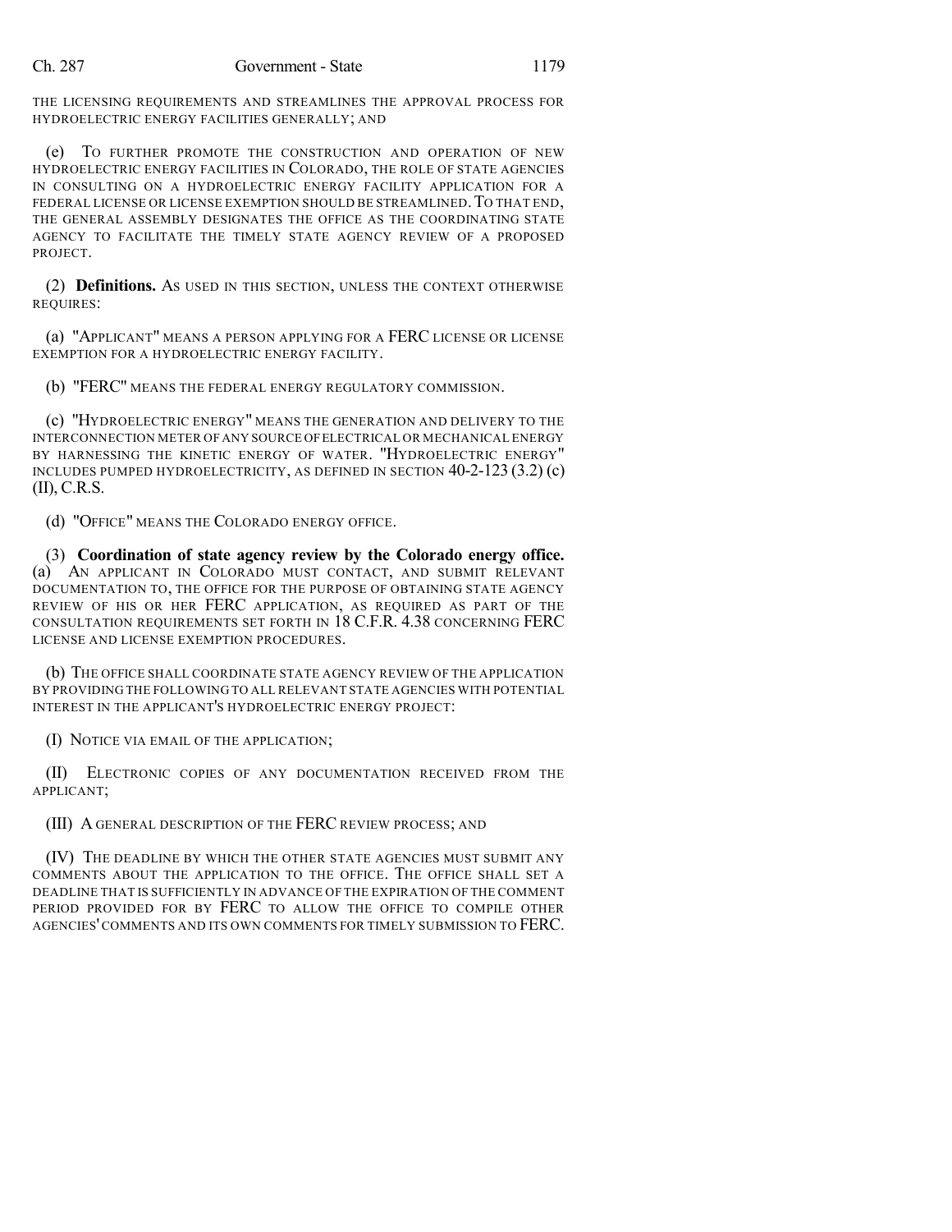THE LICENSING REQUIREMENTS AND STREAMLINES THE APPROVAL PROCESS FOR HYDROELECTRIC ENERGY FACILITIES GENERALLY; AND

(e) TO FURTHER PROMOTE THE CONSTRUCTION AND OPERATION OF NEW HYDROELECTRIC ENERGY FACILITIES IN COLORADO, THE ROLE OF STATE AGENCIES IN CONSULTING ON A HYDROELECTRIC ENERGY FACILITY APPLICATION FOR A FEDERAL LICENSE OR LICENSE EXEMPTION SHOULD BE STREAMLINED. TO THAT END, THE GENERAL ASSEMBLY DESIGNATES THE OFFICE AS THE COORDINATING STATE AGENCY TO FACILITATE THE TIMELY STATE AGENCY REVIEW OF A PROPOSED PROJECT.

(2) **Definitions.** AS USED IN THIS SECTION, UNLESS THE CONTEXT OTHERWISE REQUIRES:

(a) "APPLICANT" MEANS A PERSON APPLYING FOR A FERC LICENSE OR LICENSE EXEMPTION FOR A HYDROELECTRIC ENERGY FACILITY.

(b) "FERC" MEANS THE FEDERAL ENERGY REGULATORY COMMISSION.

(c) "HYDROELECTRIC ENERGY" MEANS THE GENERATION AND DELIVERY TO THE INTERCONNECTION METER OF ANY SOURCE OF ELECTRICAL OR MECHANICAL ENERGY BY HARNESSING THE KINETIC ENERGY OF WATER. "HYDROELECTRIC ENERGY" INCLUDES PUMPED HYDROELECTRICITY, AS DEFINED IN SECTION 40-2-123 (3.2) (c) (II), C.R.S.

(d) "OFFICE" MEANS THE COLORADO ENERGY OFFICE.

(3) **Coordination of state agency review by the Colorado energy office.** (a) AN APPLICANT IN COLORADO MUST CONTACT, AND SUBMIT RELEVANT DOCUMENTATION TO, THE OFFICE FOR THE PURPOSE OF OBTAINING STATE AGENCY REVIEW OF HIS OR HER FERC APPLICATION, AS REQUIRED AS PART OF THE CONSULTATION REQUIREMENTS SET FORTH IN 18 C.F.R. 4.38 CONCERNING FERC LICENSE AND LICENSE EXEMPTION PROCEDURES.

(b) THE OFFICE SHALL COORDINATE STATE AGENCY REVIEW OF THE APPLICATION BY PROVIDING THE FOLLOWING TO ALL RELEVANT STATE AGENCIES WITH POTENTIAL INTEREST IN THE APPLICANT'S HYDROELECTRIC ENERGY PROJECT:

(I) NOTICE VIA EMAIL OF THE APPLICATION;

(II) ELECTRONIC COPIES OF ANY DOCUMENTATION RECEIVED FROM THE APPLICANT;

(III) A GENERAL DESCRIPTION OF THE FERC REVIEW PROCESS; AND

(IV) THE DEADLINE BY WHICH THE OTHER STATE AGENCIES MUST SUBMIT ANY COMMENTS ABOUT THE APPLICATION TO THE OFFICE. THE OFFICE SHALL SET A DEADLINE THAT IS SUFFICIENTLY IN ADVANCE OF THE EXPIRATION OF THE COMMENT PERIOD PROVIDED FOR BY FERC TO ALLOW THE OFFICE TO COMPILE OTHER AGENCIES' COMMENTS AND ITS OWN COMMENTS FOR TIMELY SUBMISSION TO FERC.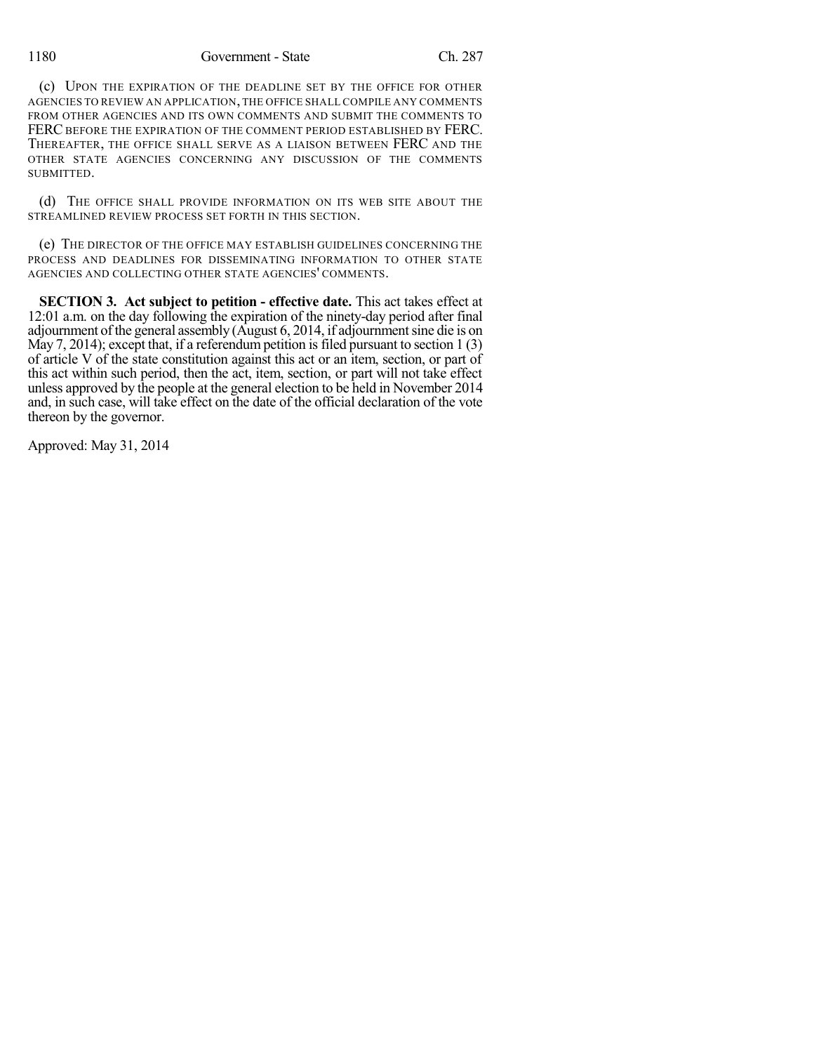(c) UPON THE EXPIRATION OF THE DEADLINE SET BY THE OFFICE FOR OTHER AGENCIES TO REVIEW AN APPLICATION, THE OFFICE SHALL COMPILE ANY COMMENTS FROM OTHER AGENCIES AND ITS OWN COMMENTS AND SUBMIT THE COMMENTS TO FERC BEFORE THE EXPIRATION OF THE COMMENT PERIOD ESTABLISHED BY FERC. THEREAFTER, THE OFFICE SHALL SERVE AS A LIAISON BETWEEN FERC AND THE OTHER STATE AGENCIES CONCERNING ANY DISCUSSION OF THE COMMENTS SUBMITTED.

(d) THE OFFICE SHALL PROVIDE INFORMATION ON ITS WEB SITE ABOUT THE STREAMLINED REVIEW PROCESS SET FORTH IN THIS SECTION.

(e) THE DIRECTOR OF THE OFFICE MAY ESTABLISH GUIDELINES CONCERNING THE PROCESS AND DEADLINES FOR DISSEMINATING INFORMATION TO OTHER STATE AGENCIES AND COLLECTING OTHER STATE AGENCIES' COMMENTS.

**SECTION 3. Act subject to petition - effective date.** This act takes effect at 12:01 a.m. on the day following the expiration of the ninety-day period after final adjournment of the general assembly (August 6, 2014, if adjournment sine die is on May 7, 2014); except that, if a referendum petition is filed pursuant to section 1 (3) of article V of the state constitution against this act or an item, section, or part of this act within such period, then the act, item, section, or part will not take effect unless approved by the people at the general election to be held in November 2014 and, in such case, will take effect on the date of the official declaration of the vote thereon by the governor.

Approved: May 31, 2014